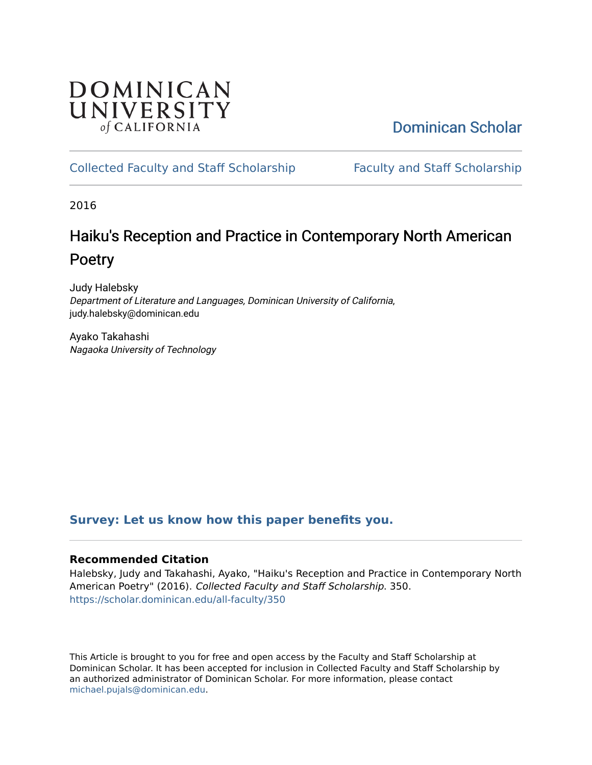DOMINICAN UNIVERSITY *of* CALIFORNIA

Dominican Scholar

Collected Faculty and Staff Scholarship | Faculty and Staff Scholarship

2016

# Haiku's Reception and Practice in Contemporary North American Poetry

Judy Halebsky  
*Department of Literature and Languages, Dominican University of California*, judy.halebsky@dominican.edu

Ayako Takahashi  
*Nagaoka University of Technology*

**Survey: Let us know how this paper benefits you.**

### Recommended Citation

Halebsky, Judy and Takahashi, Ayako, "Haiku's Reception and Practice in Contemporary North American Poetry" (2016). *Collected Faculty and Staff Scholarship*. 350.  
https://scholar.dominican.edu/all-faculty/350

This Article is brought to you for free and open access by the Faculty and Staff Scholarship at Dominican Scholar. It has been accepted for inclusion in Collected Faculty and Staff Scholarship by an authorized administrator of Dominican Scholar. For more information, please contact michael.pujals@dominican.edu.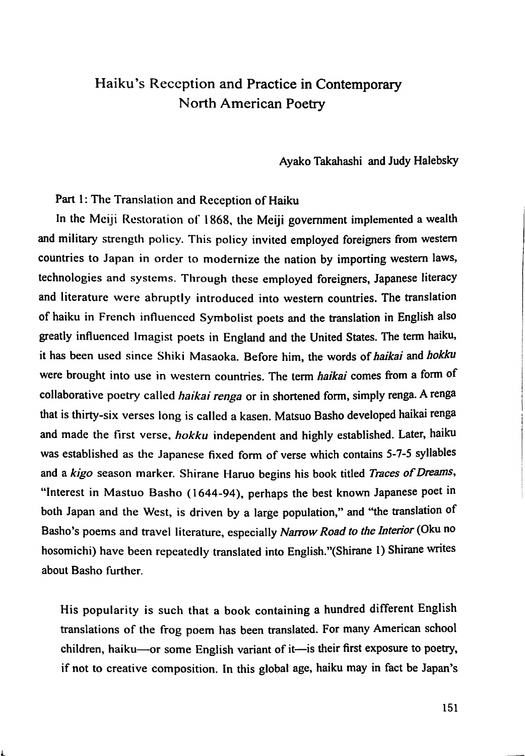# Haiku's Reception and Practice in Contemporary North American Poetry

Ayako Takahashi and Judy Halebsky

Part 1: The Translation and Reception of Haiku

In the Meiji Restoration of 1868, the Meiji government implemented a wealth and military strength policy. This policy invited employed foreigners from western countries to Japan in order to modernize the nation by importing western laws, technologies and systems. Through these employed foreigners, Japanese literacy and literature were abruptly introduced into western countries. The translation of haiku in French influenced Symbolist poets and the translation in English also greatly influenced Imagist poets in England and the United States. The term haiku, it has been used since Shiki Masaoka. Before him, the words of *haikai* and *hokku* were brought into use in western countries. The term *haikai* comes from a form of collaborative poetry called *haikai renga* or in shortened form, simply renga. A renga that is thirty-six verses long is called a kasen. Matsuo Basho developed haikai renga and made the first verse, *hokku* independent and highly established. Later, haiku was established as the Japanese fixed form of verse which contains 5-7-5 syllables and a *kigo* season marker. Shirane Haruo begins his book titled *Traces of Dreams*, "Interest in Mastuo Basho (1644-94), perhaps the best known Japanese poet in both Japan and the West, is driven by a large population," and "the translation of Basho's poems and travel literature, especially *Narrow Road to the Interior* (Oku no hosomichi) have been repeatedly translated into English."(Shirane 1) Shirane writes about Basho further.

> His popularity is such that a book containing a hundred different English translations of the frog poem has been translated. For many American school children, haiku—or some English variant of it—is their first exposure to poetry, if not to creative composition. In this global age, haiku may in fact be Japan's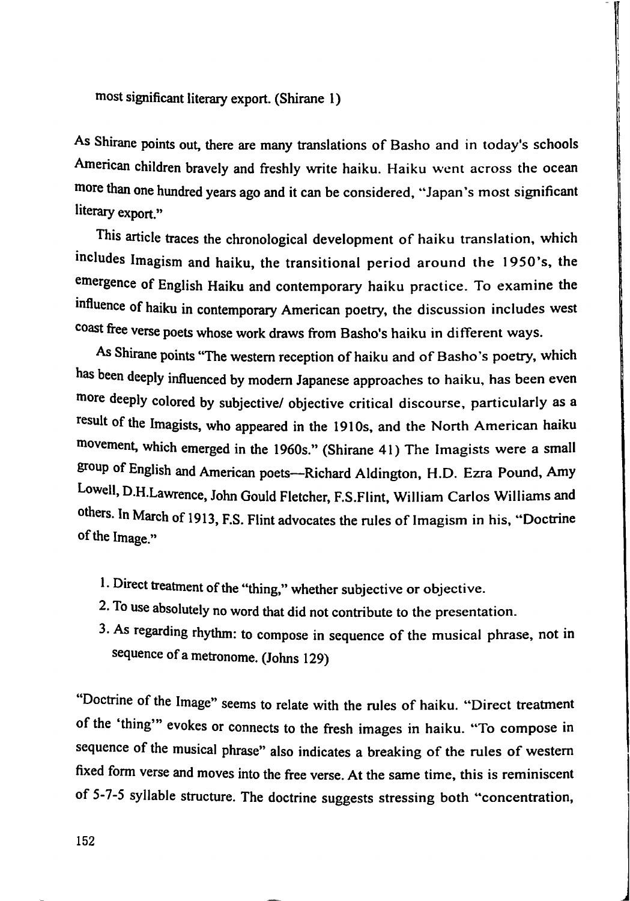most significant literary export. (Shirane 1)

As Shirane points out, there are many translations of Basho and in today's schools American children bravely and freshly write haiku. Haiku went across the ocean more than one hundred years ago and it can be considered, "Japan's most significant literary export."

This article traces the chronological development of haiku translation, which includes Imagism and haiku, the transitional period around the 1950's, the emergence of English Haiku and contemporary haiku practice. To examine the influence of haiku in contemporary American poetry, the discussion includes west coast free verse poets whose work draws from Basho's haiku in different ways.

As Shirane points "The western reception of haiku and of Basho's poetry, which has been deeply influenced by modern Japanese approaches to haiku, has been even more deeply colored by subjective/ objective critical discourse, particularly as a result of the Imagists, who appeared in the 1910s, and the North American haiku movement, which emerged in the 1960s." (Shirane 41) The Imagists were a small group of English and American poets—Richard Aldington, H.D. Ezra Pound, Amy Lowell, D.H.Lawrence, John Gould Fletcher, F.S.Flint, William Carlos Williams and others. In March of 1913, F.S. Flint advocates the rules of Imagism in his, "Doctrine of the Image."

1. Direct treatment of the "thing," whether subjective or objective.
2. To use absolutely no word that did not contribute to the presentation.
3. As regarding rhythm: to compose in sequence of the musical phrase, not in sequence of a metronome. (Johns 129)

"Doctrine of the Image" seems to relate with the rules of haiku. "Direct treatment of the 'thing'" evokes or connects to the fresh images in haiku. "To compose in sequence of the musical phrase" also indicates a breaking of the rules of western fixed form verse and moves into the free verse. At the same time, this is reminiscent of 5-7-5 syllable structure. The doctrine suggests stressing both "concentration,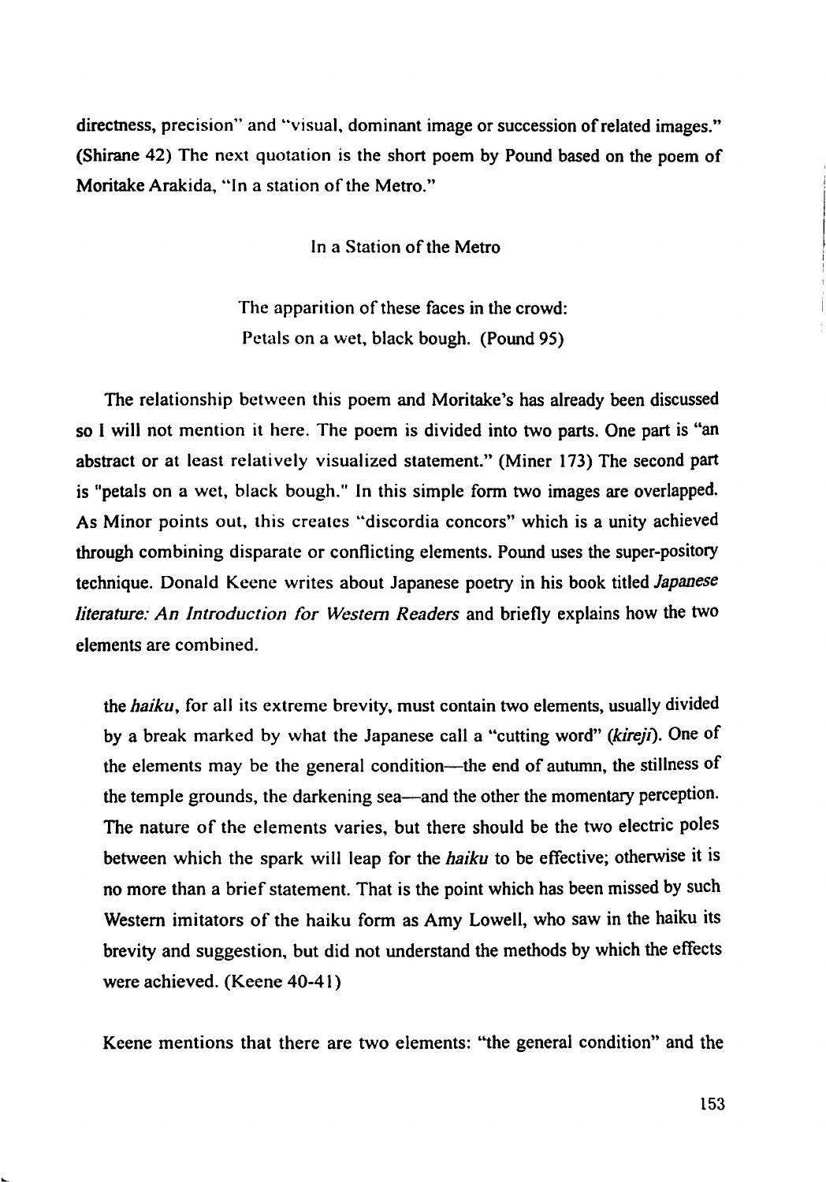directness, precision" and "visual, dominant image or succession of related images." (Shirane 42) The next quotation is the short poem by Pound based on the poem of Moritake Arakida, "In a station of the Metro."

In a Station of the Metro

The apparition of these faces in the crowd:
Petals on a wet, black bough. (Pound 95)

The relationship between this poem and Moritake's has already been discussed so I will not mention it here. The poem is divided into two parts. One part is "an abstract or at least relatively visualized statement." (Miner 173) The second part is "petals on a wet, black bough." In this simple form two images are overlapped. As Minor points out, this creates "discordia concors" which is a unity achieved through combining disparate or conflicting elements. Pound uses the super-pository technique. Donald Keene writes about Japanese poetry in his book titled *Japanese literature: An Introduction for Western Readers* and briefly explains how the two elements are combined.

> the *haiku*, for all its extreme brevity, must contain two elements, usually divided by a break marked by what the Japanese call a "cutting word" (*kireji*). One of the elements may be the general condition—the end of autumn, the stillness of the temple grounds, the darkening sea—and the other the momentary perception. The nature of the elements varies, but there should be the two electric poles between which the spark will leap for the *haiku* to be effective; otherwise it is no more than a brief statement. That is the point which has been missed by such Western imitators of the haiku form as Amy Lowell, who saw in the haiku its brevity and suggestion, but did not understand the methods by which the effects were achieved. (Keene 40-41)

Keene mentions that there are two elements: "the general condition" and the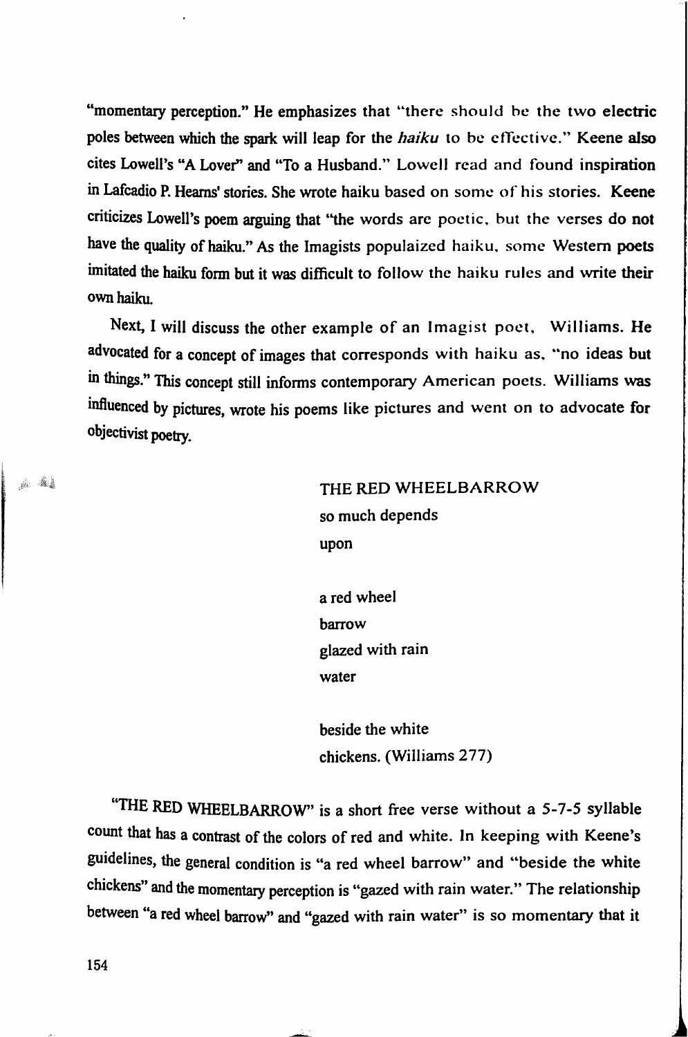"momentary perception." He emphasizes that "there should be the two electric poles between which the spark will leap for the *haiku* to be effective." Keene also cites Lowell's "A Lover" and "To a Husband." Lowell read and found inspiration in Lafcadio P. Hearns' stories. She wrote haiku based on some of his stories. Keene criticizes Lowell's poem arguing that "the words are poetic, but the verses do not have the quality of haiku." As the Imagists populaized haiku, some Western poets imitated the haiku form but it was difficult to follow the haiku rules and write their own haiku.

Next, I will discuss the other example of an Imagist poet, Williams. He advocated for a concept of images that corresponds with haiku as, "no ideas but in things." This concept still informs contemporary American poets. Williams was influenced by pictures, wrote his poems like pictures and went on to advocate for objectivist poetry.

> THE RED WHEELBARROW
> so much depends
> upon
>
> a red wheel
> barrow
> glazed with rain
> water
>
> beside the white
> chickens. (Williams 277)

"THE RED WHEELBARROW" is a short free verse without a 5-7-5 syllable count that has a contrast of the colors of red and white. In keeping with Keene's guidelines, the general condition is "a red wheel barrow" and "beside the white chickens" and the momentary perception is "gazed with rain water." The relationship between "a red wheel barrow" and "gazed with rain water" is so momentary that it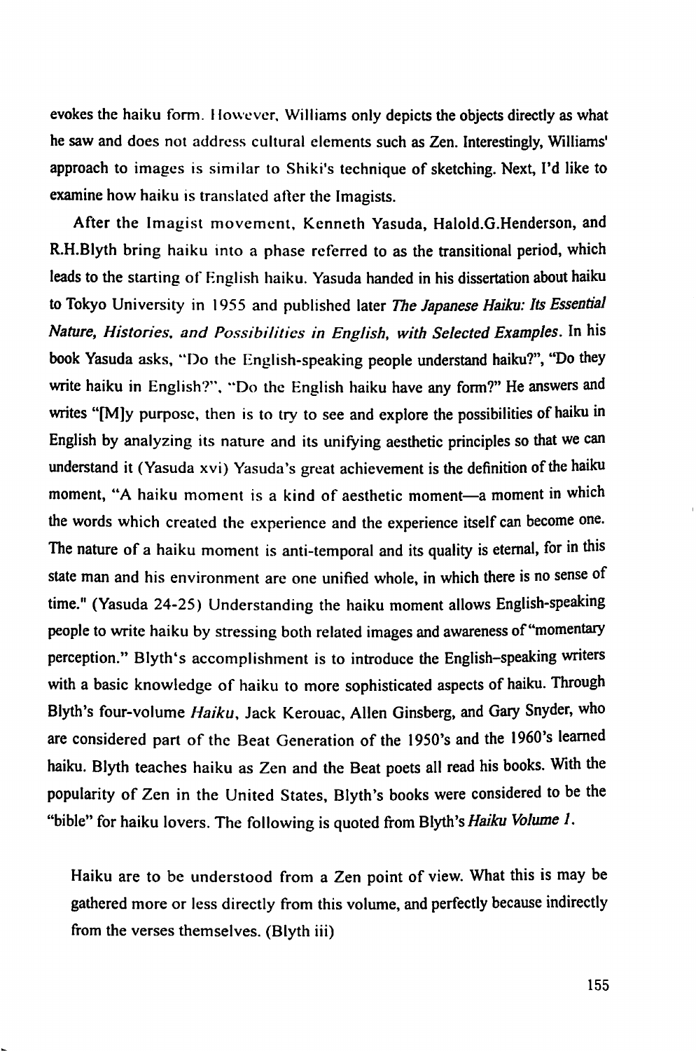evokes the haiku form. However, Williams only depicts the objects directly as what he saw and does not address cultural elements such as Zen. Interestingly, Williams' approach to images is similar to Shiki's technique of sketching. Next, I'd like to examine how haiku is translated after the Imagists.

After the Imagist movement, Kenneth Yasuda, Halold.G.Henderson, and R.H.Blyth bring haiku into a phase referred to as the transitional period, which leads to the starting of English haiku. Yasuda handed in his dissertation about haiku to Tokyo University in 1955 and published later *The Japanese Haiku: Its Essential Nature, Histories, and Possibilities in English, with Selected Examples*. In his book Yasuda asks, "Do the English-speaking people understand haiku?", "Do they write haiku in English?", "Do the English haiku have any form?" He answers and writes "[M]y purpose, then is to try to see and explore the possibilities of haiku in English by analyzing its nature and its unifying aesthetic principles so that we can understand it (Yasuda xvi) Yasuda's great achievement is the definition of the haiku moment, "A haiku moment is a kind of aesthetic moment—a moment in which the words which created the experience and the experience itself can become one. The nature of a haiku moment is anti-temporal and its quality is eternal, for in this state man and his environment are one unified whole, in which there is no sense of time." (Yasuda 24-25) Understanding the haiku moment allows English-speaking people to write haiku by stressing both related images and awareness of "momentary perception." Blyth's accomplishment is to introduce the English-speaking writers with a basic knowledge of haiku to more sophisticated aspects of haiku. Through Blyth's four-volume *Haiku*, Jack Kerouac, Allen Ginsberg, and Gary Snyder, who are considered part of the Beat Generation of the 1950's and the 1960's learned haiku. Blyth teaches haiku as Zen and the Beat poets all read his books. With the popularity of Zen in the United States, Blyth's books were considered to be the "bible" for haiku lovers. The following is quoted from Blyth's *Haiku Volume 1*.

> Haiku are to be understood from a Zen point of view. What this is may be gathered more or less directly from this volume, and perfectly because indirectly from the verses themselves. (Blyth iii)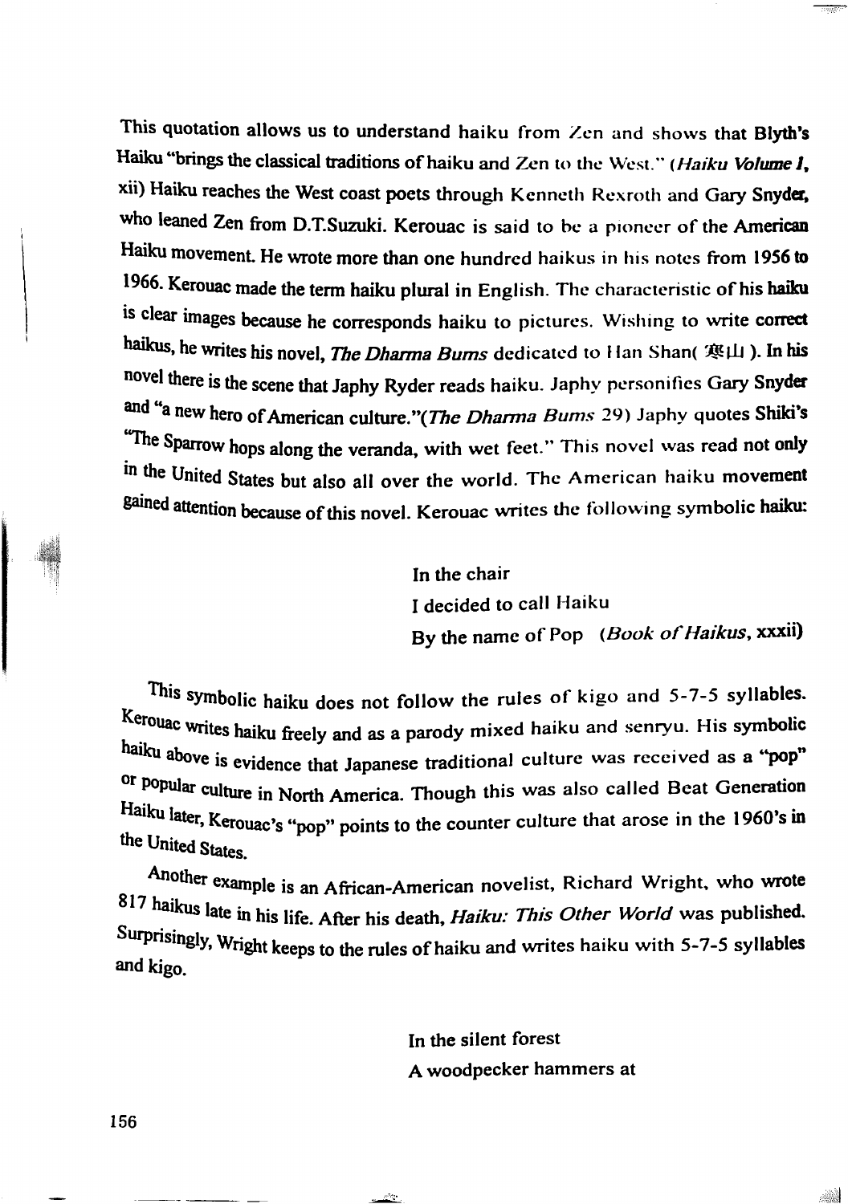This quotation allows us to understand haiku from Zen and shows that Blyth's Haiku "brings the classical traditions of haiku and Zen to the West." (*Haiku Volume I*, xii) Haiku reaches the West coast poets through Kenneth Rexroth and Gary Snyder, who leaned Zen from D.T.Suzuki. Kerouac is said to be a pioneer of the American Haiku movement. He wrote more than one hundred haikus in his notes from 1956 to 1966. Kerouac made the term haiku plural in English. The characteristic of his haiku is clear images because he corresponds haiku to pictures. Wishing to write correct haikus, he writes his novel, *The Dharma Bums* dedicated to Han Shan( 寒山 ). In his novel there is the scene that Japhy Ryder reads haiku. Japhy personifies Gary Snyder and "a new hero of American culture."(*The Dharma Bums* 29) Japhy quotes Shiki's "The Sparrow hops along the veranda, with wet feet." This novel was read not only in the United States but also all over the world. The American haiku movement gained attention because of this novel. Kerouac writes the following symbolic haiku:

> In the chair
> I decided to call Haiku
> By the name of Pop (*Book of Haikus*, xxxii)

This symbolic haiku does not follow the rules of kigo and 5-7-5 syllables. Kerouac writes haiku freely and as a parody mixed haiku and senryu. His symbolic haiku above is evidence that Japanese traditional culture was received as a "pop" or popular culture in North America. Though this was also called Beat Generation Haiku later, Kerouac's "pop" points to the counter culture that arose in the 1960's in the United States.

Another example is an African-American novelist, Richard Wright, who wrote 817 haikus late in his life. After his death, *Haiku: This Other World* was published. Surprisingly, Wright keeps to the rules of haiku and writes haiku with 5-7-5 syllables and kigo.

> In the silent forest
> A woodpecker hammers at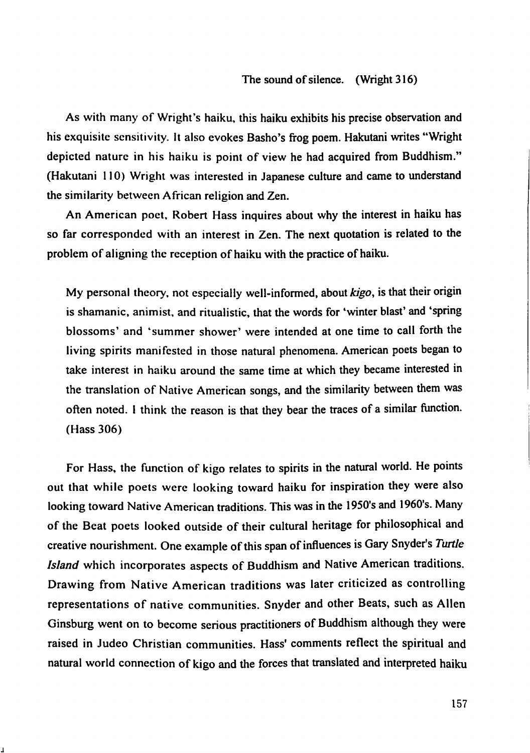The sound of silence. (Wright 316)

As with many of Wright's haiku, this haiku exhibits his precise observation and his exquisite sensitivity. It also evokes Basho's frog poem. Hakutani writes "Wright depicted nature in his haiku is point of view he had acquired from Buddhism." (Hakutani 110) Wright was interested in Japanese culture and came to understand the similarity between African religion and Zen.

An American poet, Robert Hass inquires about why the interest in haiku has so far corresponded with an interest in Zen. The next quotation is related to the problem of aligning the reception of haiku with the practice of haiku.

> My personal theory, not especially well-informed, about *kigo*, is that their origin is shamanic, animist, and ritualistic, that the words for 'winter blast' and 'spring blossoms' and 'summer shower' were intended at one time to call forth the living spirits manifested in those natural phenomena. American poets began to take interest in haiku around the same time at which they became interested in the translation of Native American songs, and the similarity between them was often noted. I think the reason is that they bear the traces of a similar function. (Hass 306)

For Hass, the function of kigo relates to spirits in the natural world. He points out that while poets were looking toward haiku for inspiration they were also looking toward Native American traditions. This was in the 1950's and 1960's. Many of the Beat poets looked outside of their cultural heritage for philosophical and creative nourishment. One example of this span of influences is Gary Snyder's *Turtle Island* which incorporates aspects of Buddhism and Native American traditions. Drawing from Native American traditions was later criticized as controlling representations of native communities. Snyder and other Beats, such as Allen Ginsburg went on to become serious practitioners of Buddhism although they were raised in Judeo Christian communities. Hass' comments reflect the spiritual and natural world connection of kigo and the forces that translated and interpreted haiku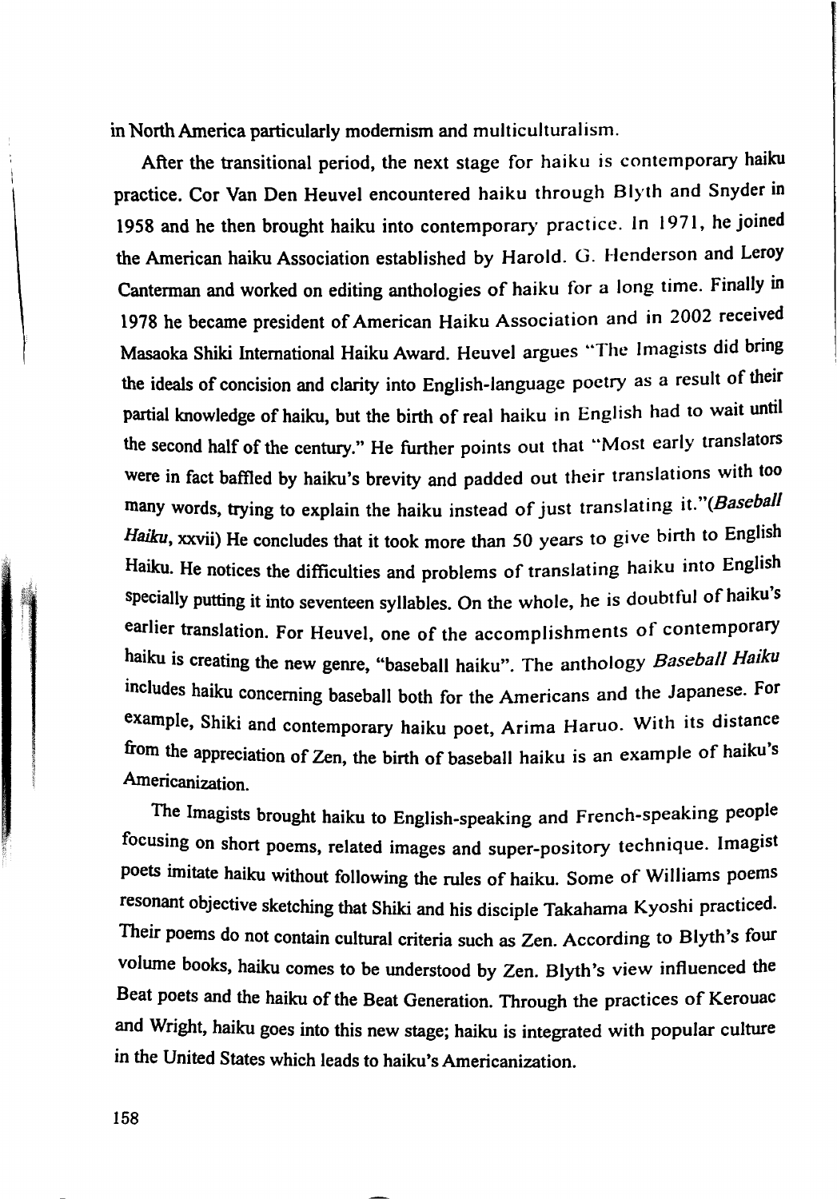in North America particularly modernism and multiculturalism.

After the transitional period, the next stage for haiku is contemporary haiku practice. Cor Van Den Heuvel encountered haiku through Blyth and Snyder in 1958 and he then brought haiku into contemporary practice. In 1971, he joined the American haiku Association established by Harold. G. Henderson and Leroy Canterman and worked on editing anthologies of haiku for a long time. Finally in 1978 he became president of American Haiku Association and in 2002 received Masaoka Shiki International Haiku Award. Heuvel argues "The Imagists did bring the ideals of concision and clarity into English-language poetry as a result of their partial knowledge of haiku, but the birth of real haiku in English had to wait until the second half of the century." He further points out that "Most early translators were in fact baffled by haiku's brevity and padded out their translations with too many words, trying to explain the haiku instead of just translating it."(*Baseball Haiku*, xxvii) He concludes that it took more than 50 years to give birth to English Haiku. He notices the difficulties and problems of translating haiku into English specially putting it into seventeen syllables. On the whole, he is doubtful of haiku's earlier translation. For Heuvel, one of the accomplishments of contemporary haiku is creating the new genre, "baseball haiku". The anthology *Baseball Haiku* includes haiku concerning baseball both for the Americans and the Japanese. For example, Shiki and contemporary haiku poet, Arima Haruo. With its distance from the appreciation of Zen, the birth of baseball haiku is an example of haiku's Americanization.

The Imagists brought haiku to English-speaking and French-speaking people focusing on short poems, related images and super-pository technique. Imagist poets imitate haiku without following the rules of haiku. Some of Williams poems resonant objective sketching that Shiki and his disciple Takahama Kyoshi practiced. Their poems do not contain cultural criteria such as Zen. According to Blyth's four volume books, haiku comes to be understood by Zen. Blyth's view influenced the Beat poets and the haiku of the Beat Generation. Through the practices of Kerouac and Wright, haiku goes into this new stage; haiku is integrated with popular culture in the United States which leads to haiku's Americanization.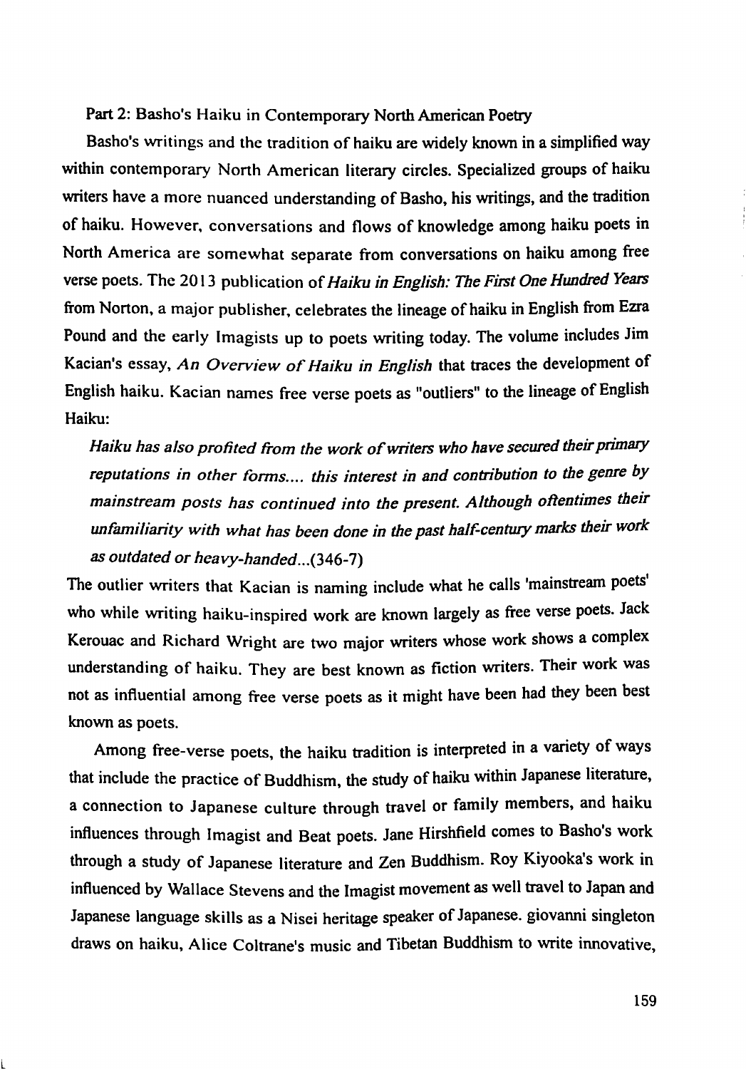Part 2: Basho's Haiku in Contemporary North American Poetry

Basho's writings and the tradition of haiku are widely known in a simplified way within contemporary North American literary circles. Specialized groups of haiku writers have a more nuanced understanding of Basho, his writings, and the tradition of haiku. However, conversations and flows of knowledge among haiku poets in North America are somewhat separate from conversations on haiku among free verse poets. The 2013 publication of *Haiku in English: The First One Hundred Years* from Norton, a major publisher, celebrates the lineage of haiku in English from Ezra Pound and the early Imagists up to poets writing today. The volume includes Jim Kacian's essay, *An Overview of Haiku in English* that traces the development of English haiku. Kacian names free verse poets as "outliers" to the lineage of English Haiku:

> *Haiku has also profited from the work of writers who have secured their primary reputations in other forms.... this interest in and contribution to the genre by mainstream posts has continued into the present. Although oftentimes their unfamiliarity with what has been done in the past half-century marks their work as outdated or heavy-handed...*(346-7)

The outlier writers that Kacian is naming include what he calls 'mainstream poets' who while writing haiku-inspired work are known largely as free verse poets. Jack Kerouac and Richard Wright are two major writers whose work shows a complex understanding of haiku. They are best known as fiction writers. Their work was not as influential among free verse poets as it might have been had they been best known as poets.

Among free-verse poets, the haiku tradition is interpreted in a variety of ways that include the practice of Buddhism, the study of haiku within Japanese literature, a connection to Japanese culture through travel or family members, and haiku influences through Imagist and Beat poets. Jane Hirshfield comes to Basho's work through a study of Japanese literature and Zen Buddhism. Roy Kiyooka's work in influenced by Wallace Stevens and the Imagist movement as well travel to Japan and Japanese language skills as a Nisei heritage speaker of Japanese. giovanni singleton draws on haiku, Alice Coltrane's music and Tibetan Buddhism to write innovative,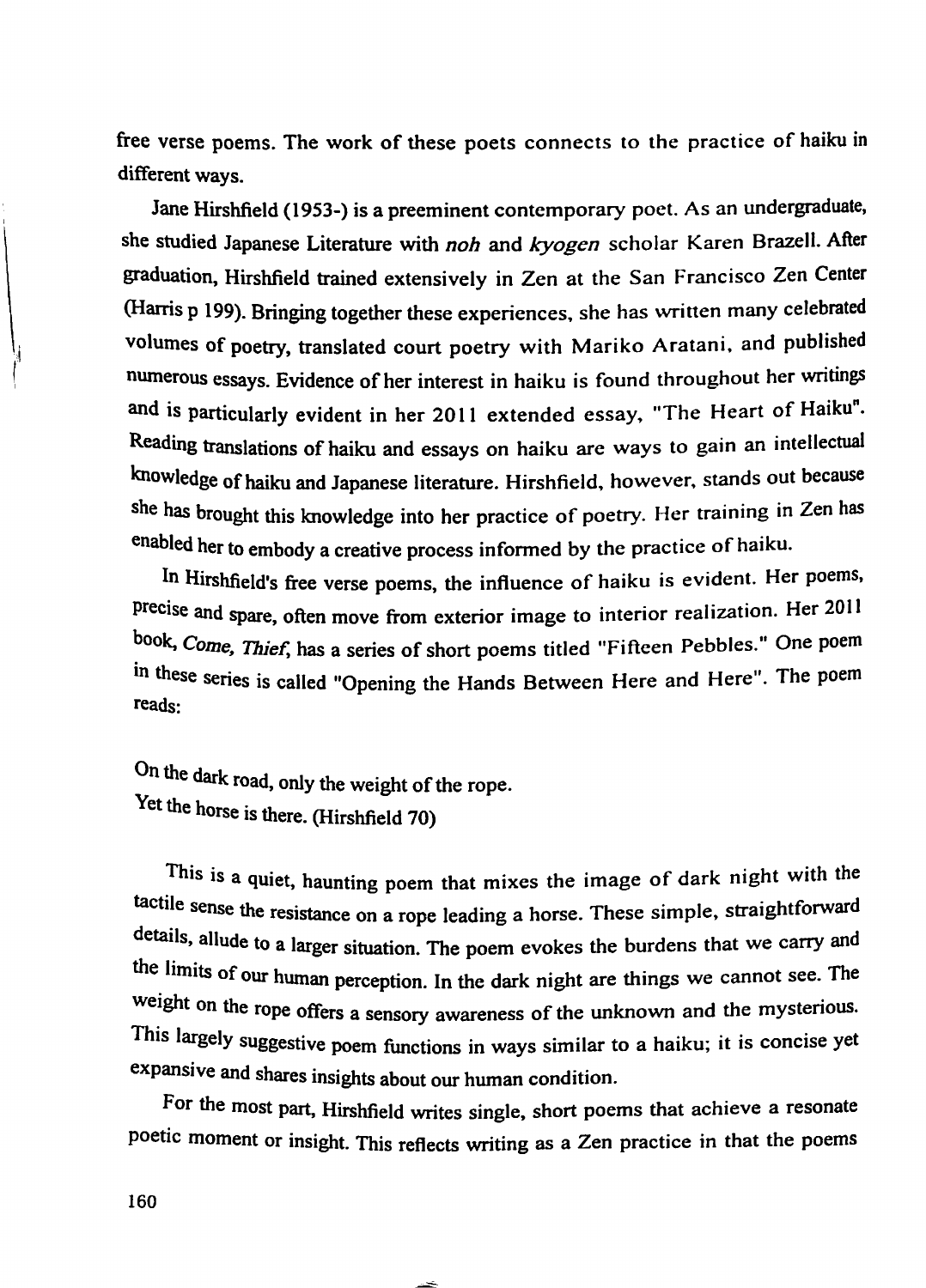free verse poems. The work of these poets connects to the practice of haiku in different ways.

Jane Hirshfield (1953-) is a preeminent contemporary poet. As an undergraduate, she studied Japanese Literature with *noh* and *kyogen* scholar Karen Brazell. After graduation, Hirshfield trained extensively in Zen at the San Francisco Zen Center (Harris p 199). Bringing together these experiences, she has written many celebrated volumes of poetry, translated court poetry with Mariko Aratani, and published numerous essays. Evidence of her interest in haiku is found throughout her writings and is particularly evident in her 2011 extended essay, "The Heart of Haiku". Reading translations of haiku and essays on haiku are ways to gain an intellectual knowledge of haiku and Japanese literature. Hirshfield, however, stands out because she has brought this knowledge into her practice of poetry. Her training in Zen has enabled her to embody a creative process informed by the practice of haiku.

In Hirshfield's free verse poems, the influence of haiku is evident. Her poems, precise and spare, often move from exterior image to interior realization. Her 2011 book, *Come, Thief*, has a series of short poems titled "Fifteen Pebbles." One poem in these series is called "Opening the Hands Between Here and Here". The poem reads:

On the dark road, only the weight of the rope.
Yet the horse is there. (Hirshfield 70)

This is a quiet, haunting poem that mixes the image of dark night with the tactile sense the resistance on a rope leading a horse. These simple, straightforward details, allude to a larger situation. The poem evokes the burdens that we carry and the limits of our human perception. In the dark night are things we cannot see. The weight on the rope offers a sensory awareness of the unknown and the mysterious. This largely suggestive poem functions in ways similar to a haiku; it is concise yet expansive and shares insights about our human condition.

For the most part, Hirshfield writes single, short poems that achieve a resonate poetic moment or insight. This reflects writing as a Zen practice in that the poems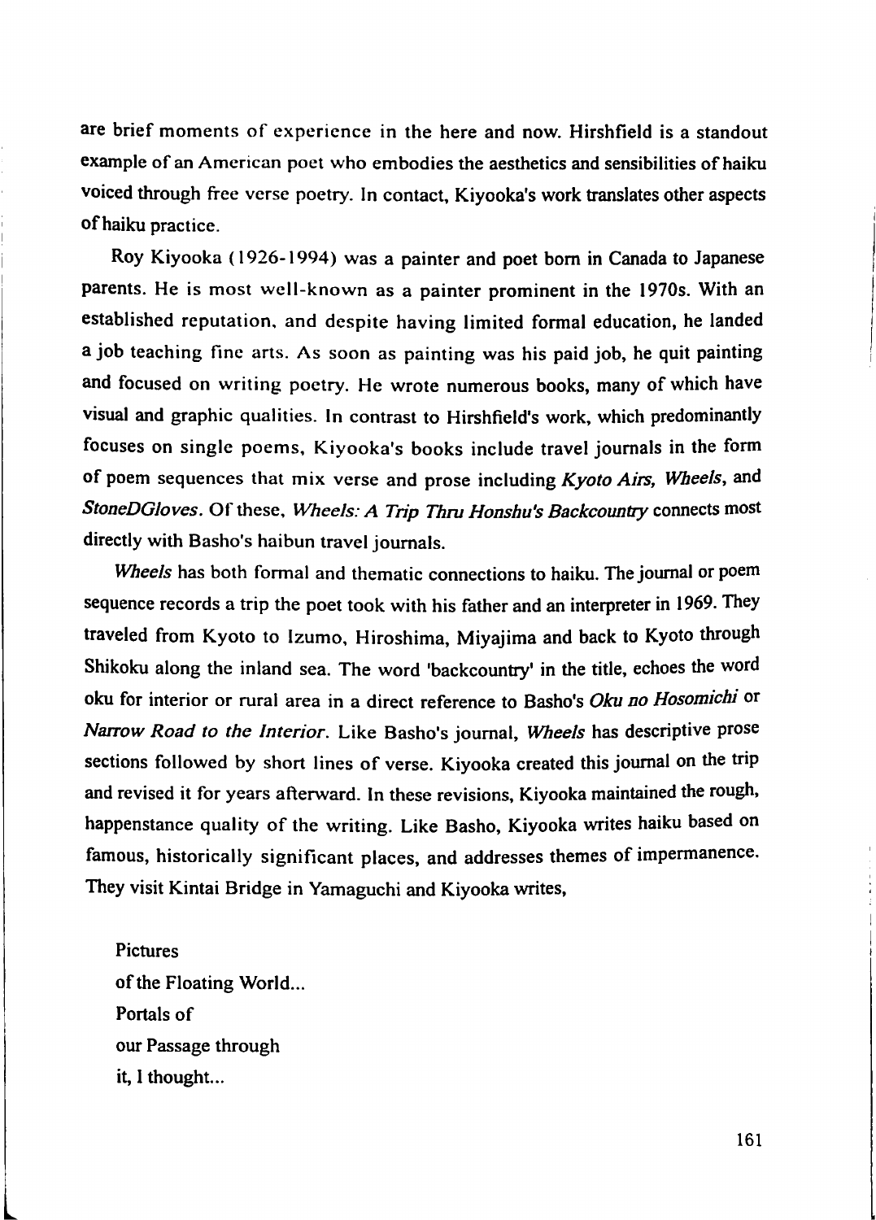are brief moments of experience in the here and now. Hirshfield is a standout example of an American poet who embodies the aesthetics and sensibilities of haiku voiced through free verse poetry. In contact, Kiyooka's work translates other aspects of haiku practice.

Roy Kiyooka (1926-1994) was a painter and poet born in Canada to Japanese parents. He is most well-known as a painter prominent in the 1970s. With an established reputation, and despite having limited formal education, he landed a job teaching fine arts. As soon as painting was his paid job, he quit painting and focused on writing poetry. He wrote numerous books, many of which have visual and graphic qualities. In contrast to Hirshfield's work, which predominantly focuses on single poems, Kiyooka's books include travel journals in the form of poem sequences that mix verse and prose including *Kyoto Airs, Wheels*, and *StoneDGloves*. Of these, *Wheels: A Trip Thru Honshu's Backcountry* connects most directly with Basho's haibun travel journals.

*Wheels* has both formal and thematic connections to haiku. The journal or poem sequence records a trip the poet took with his father and an interpreter in 1969. They traveled from Kyoto to Izumo, Hiroshima, Miyajima and back to Kyoto through Shikoku along the inland sea. The word 'backcountry' in the title, echoes the word oku for interior or rural area in a direct reference to Basho's *Oku no Hosomichi* or *Narrow Road to the Interior*. Like Basho's journal, *Wheels* has descriptive prose sections followed by short lines of verse. Kiyooka created this journal on the trip and revised it for years afterward. In these revisions, Kiyooka maintained the rough, happenstance quality of the writing. Like Basho, Kiyooka writes haiku based on famous, historically significant places, and addresses themes of impermanence. They visit Kintai Bridge in Yamaguchi and Kiyooka writes,

> Pictures
> of the Floating World...
> Portals of
> our Passage through
> it, I thought...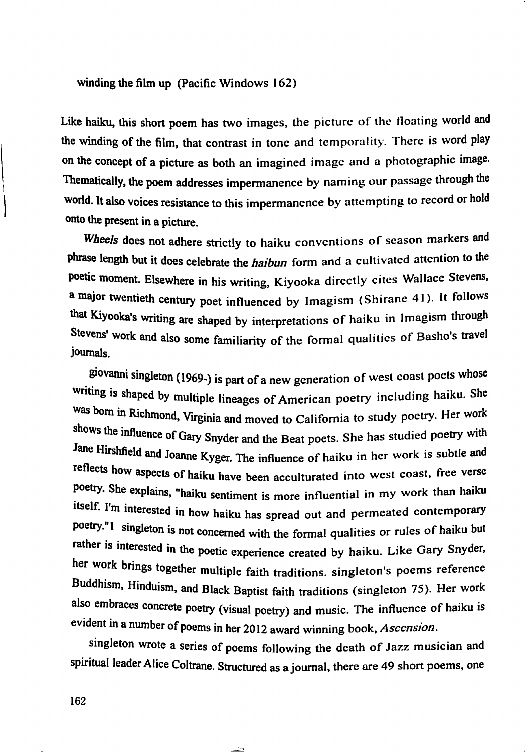winding the film up (Pacific Windows 162)

Like haiku, this short poem has two images, the picture of the floating world and the winding of the film, that contrast in tone and temporality. There is word play on the concept of a picture as both an imagined image and a photographic image. Thematically, the poem addresses impermanence by naming our passage through the world. It also voices resistance to this impermanence by attempting to record or hold onto the present in a picture.

*Wheels* does not adhere strictly to haiku conventions of season markers and phrase length but it does celebrate the *haibun* form and a cultivated attention to the poetic moment. Elsewhere in his writing, Kiyooka directly cites Wallace Stevens, a major twentieth century poet influenced by Imagism (Shirane 41). It follows that Kiyooka's writing are shaped by interpretations of haiku in Imagism through Stevens' work and also some familiarity of the formal qualities of Basho's travel journals.

giovanni singleton (1969-) is part of a new generation of west coast poets whose writing is shaped by multiple lineages of American poetry including haiku. She was born in Richmond, Virginia and moved to California to study poetry. Her work shows the influence of Gary Snyder and the Beat poets. She has studied poetry with Jane Hirshfield and Joanne Kyger. The influence of haiku in her work is subtle and reflects how aspects of haiku have been acculturated into west coast, free verse poetry. She explains, "haiku sentiment is more influential in my work than haiku itself. I'm interested in how haiku has spread out and permeated contemporary poetry."[1] singleton is not concerned with the formal qualities or rules of haiku but rather is interested in the poetic experience created by haiku. Like Gary Snyder, her work brings together multiple faith traditions. singleton's poems reference Buddhism, Hinduism, and Black Baptist faith traditions (singleton 75). Her work also embraces concrete poetry (visual poetry) and music. The influence of haiku is evident in a number of poems in her 2012 award winning book, *Ascension*.

singleton wrote a series of poems following the death of Jazz musician and spiritual leader Alice Coltrane. Structured as a journal, there are 49 short poems, one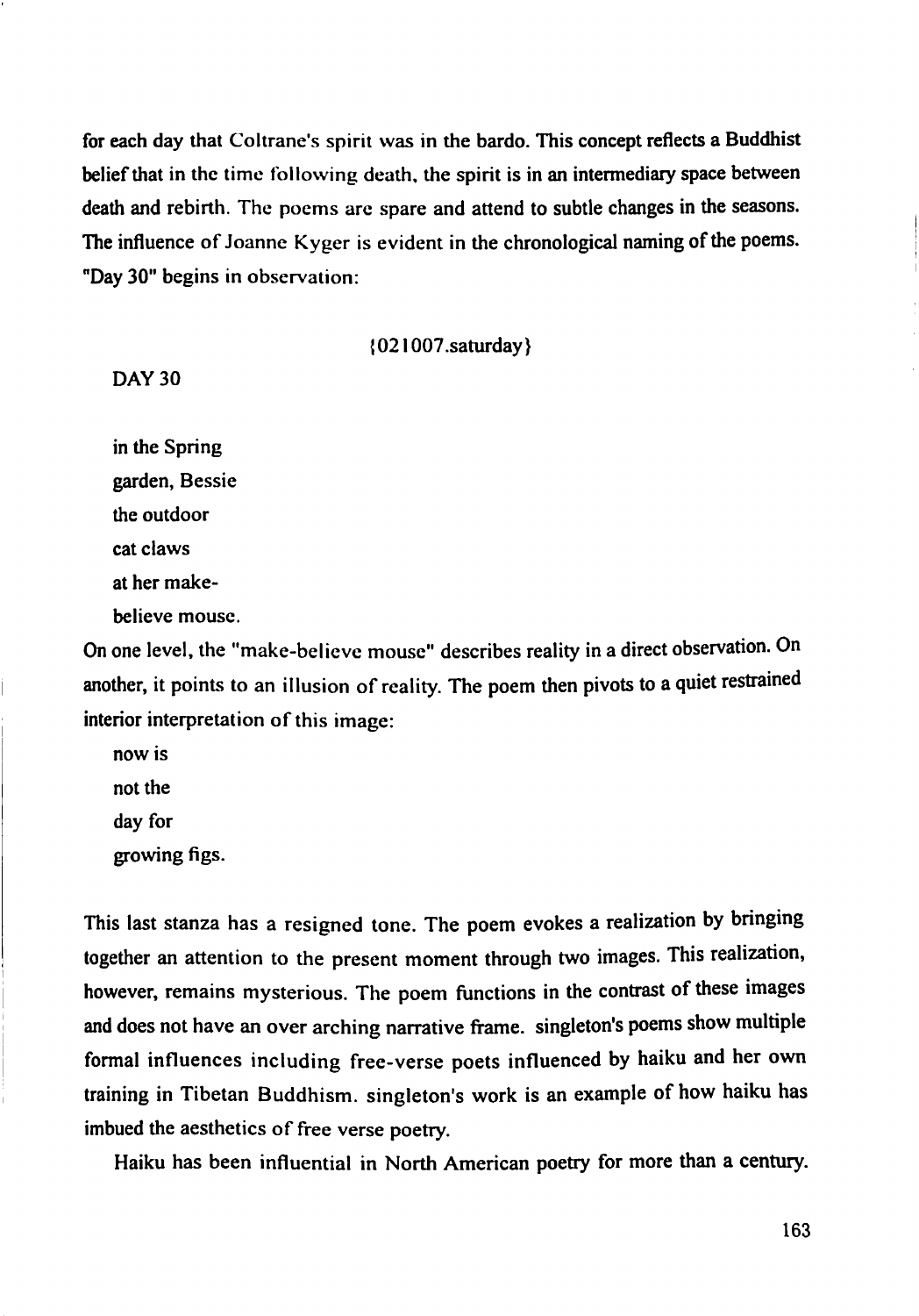for each day that Coltrane's spirit was in the bardo. This concept reflects a Buddhist belief that in the time following death, the spirit is in an intermediary space between death and rebirth. The poems are spare and attend to subtle changes in the seasons. The influence of Joanne Kyger is evident in the chronological naming of the poems. "Day 30" begins in observation:

{021007.saturday}

DAY 30

in the Spring  
garden, Bessie  
the outdoor  
cat claws  
at her make-  
believe mouse.

On one level, the "make-believe mouse" describes reality in a direct observation. On another, it points to an illusion of reality. The poem then pivots to a quiet restrained interior interpretation of this image:

now is  
not the  
day for  
growing figs.

This last stanza has a resigned tone. The poem evokes a realization by bringing together an attention to the present moment through two images. This realization, however, remains mysterious. The poem functions in the contrast of these images and does not have an over arching narrative frame. singleton's poems show multiple formal influences including free-verse poets influenced by haiku and her own training in Tibetan Buddhism. singleton's work is an example of how haiku has imbued the aesthetics of free verse poetry.

Haiku has been influential in North American poetry for more than a century.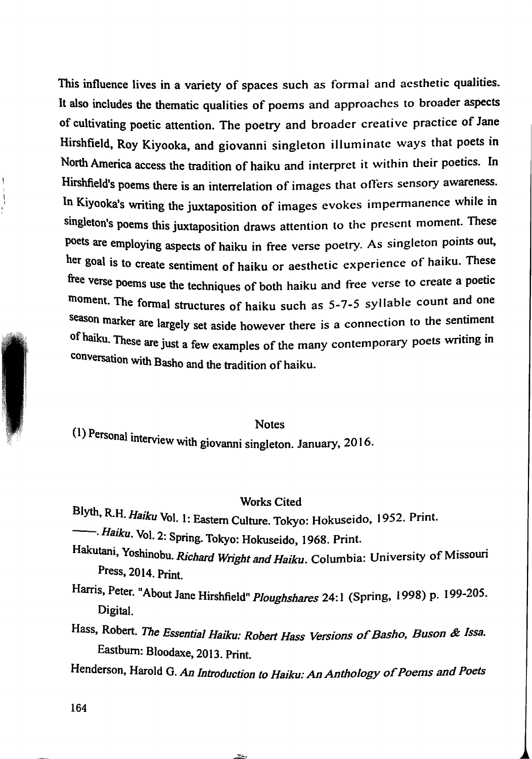This influence lives in a variety of spaces such as formal and aesthetic qualities. It also includes the thematic qualities of poems and approaches to broader aspects of cultivating poetic attention. The poetry and broader creative practice of Jane Hirshfield, Roy Kiyooka, and giovanni singleton illuminate ways that poets in North America access the tradition of haiku and interpret it within their poetics. In Hirshfield's poems there is an interrelation of images that offers sensory awareness. In Kiyooka's writing the juxtaposition of images evokes impermanence while in singleton's poems this juxtaposition draws attention to the present moment. These poets are employing aspects of haiku in free verse poetry. As singleton points out, her goal is to create sentiment of haiku or aesthetic experience of haiku. These free verse poems use the techniques of both haiku and free verse to create a poetic moment. The formal structures of haiku such as 5-7-5 syllable count and one season marker are largely set aside however there is a connection to the sentiment of haiku. These are just a few examples of the many contemporary poets writing in conversation with Basho and the tradition of haiku.

## Notes

(1) Personal interview with giovanni singleton. January, 2016.

## Works Cited

Blyth, R.H. *Haiku* Vol. 1: Eastern Culture. Tokyo: Hokuseido, 1952. Print.

———. *Haiku*. Vol. 2: Spring. Tokyo: Hokuseido, 1968. Print.

Hakutani, Yoshinobu. *Richard Wright and Haiku*. Columbia: University of Missouri Press, 2014. Print.

Harris, Peter. "About Jane Hirshfield" *Ploughshares* 24:1 (Spring, 1998) p. 199-205. Digital.

Hass, Robert. *The Essential Haiku: Robert Hass Versions of Basho, Buson & Issa.* Eastburn: Bloodaxe, 2013. Print.

Henderson, Harold G. *An Introduction to Haiku: An Anthology of Poems and Poets*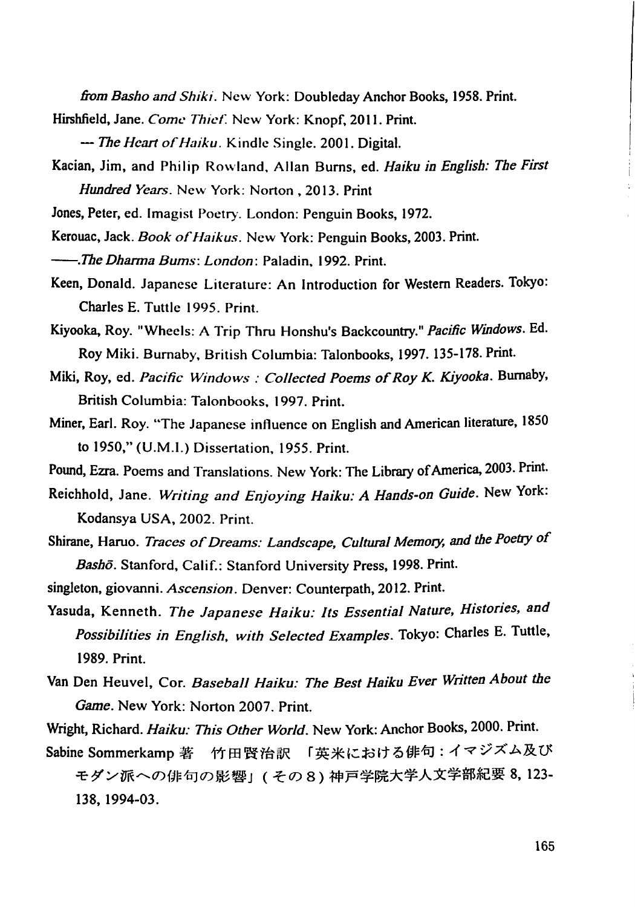*from Basho and Shiki*. New York: Doubleday Anchor Books, 1958. Print.

Hirshfield, Jane. *Come Thief*. New York: Knopf, 2011. Print.

— *The Heart of Haiku*. Kindle Single. 2001. Digital.

Kacian, Jim, and Philip Rowland, Allan Burns, ed. *Haiku in English: The First Hundred Years*. New York: Norton , 2013. Print

Jones, Peter, ed. Imagist Poetry. London: Penguin Books, 1972.

Kerouac, Jack. *Book of Haikus*. New York: Penguin Books, 2003. Print.

——.*The Dharma Bums*: *London*: Paladin, 1992. Print.

Keen, Donald. Japanese Literature: An Introduction for Western Readers. Tokyo: Charles E. Tuttle 1995. Print.

Kiyooka, Roy. "Wheels: A Trip Thru Honshu's Backcountry." *Pacific Windows*. Ed. Roy Miki. Burnaby, British Columbia: Talonbooks, 1997. 135-178. Print.

Miki, Roy, ed. *Pacific Windows : Collected Poems of Roy K. Kiyooka*. Burnaby, British Columbia: Talonbooks, 1997. Print.

Miner, Earl. Roy. "The Japanese influence on English and American literature, 1850 to 1950," (U.M.I.) Dissertation, 1955. Print.

Pound, Ezra. Poems and Translations. New York: The Library of America, 2003. Print.

Reichhold, Jane. *Writing and Enjoying Haiku: A Hands-on Guide*. New York: Kodansya USA, 2002. Print.

Shirane, Haruo. *Traces of Dreams: Landscape, Cultural Memory, and the Poetry of Bashō*. Stanford, Calif.: Stanford University Press, 1998. Print.

singleton, giovanni. *Ascension*. Denver: Counterpath, 2012. Print.

Yasuda, Kenneth. *The Japanese Haiku: Its Essential Nature, Histories, and Possibilities in English, with Selected Examples*. Tokyo: Charles E. Tuttle, 1989. Print.

Van Den Heuvel, Cor. *Baseball Haiku: The Best Haiku Ever Written About the Game*. New York: Norton 2007. Print.

Wright, Richard. *Haiku: This Other World*. New York: Anchor Books, 2000. Print.

Sabine Sommerkamp 著　竹田賢治訳　「英米における俳句：イマジズム及びモダン派への俳句の影響」（その８）神戸学院大学人文学部紀要 8, 123-138, 1994-03.